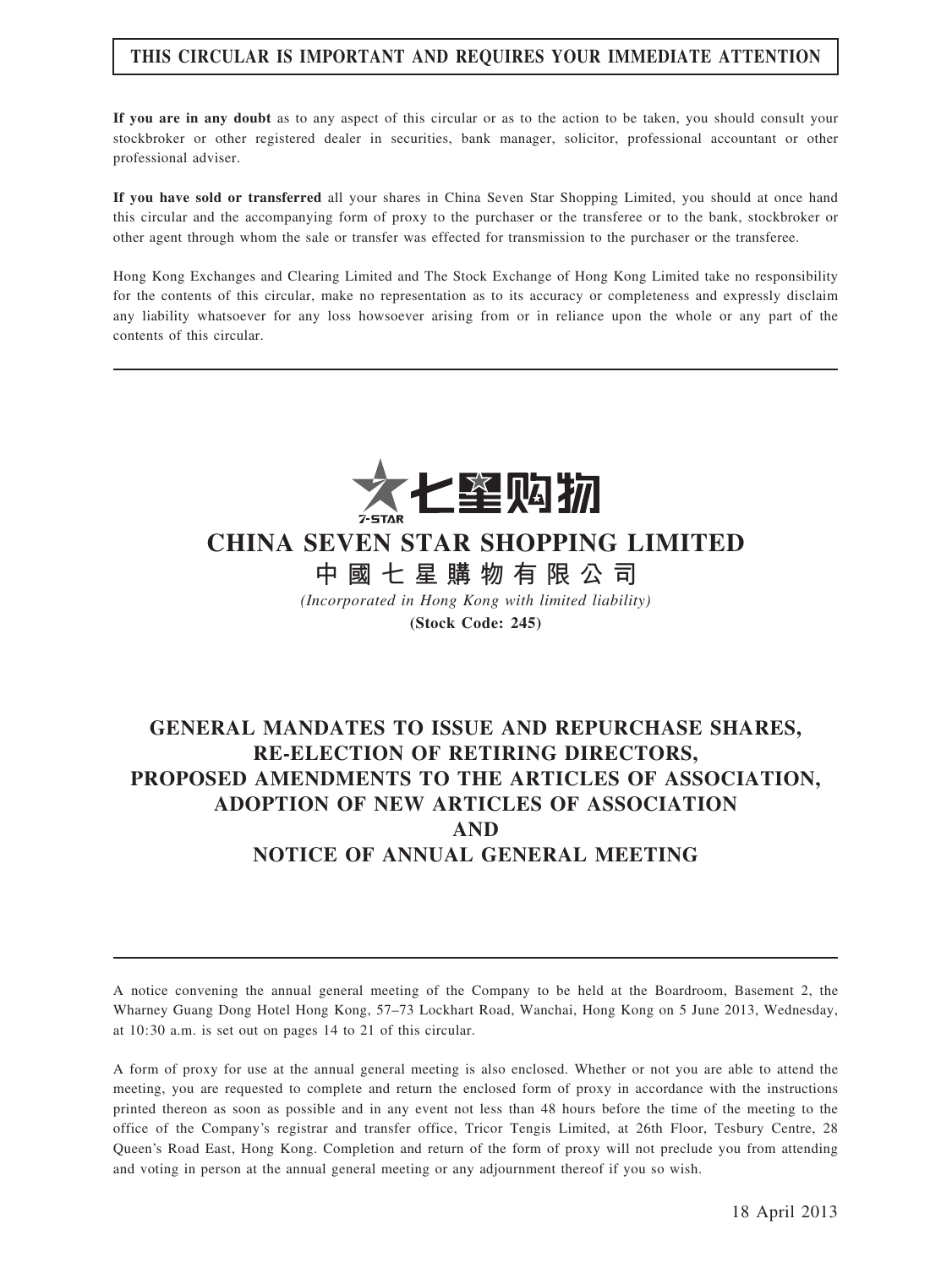**THIS CIRCULAR IS IMPORTANT AND REQUIRES YOUR IMMEDIATE ATTENTION**

**If you are in any doubt** as to any aspect of this circular or as to the action to be taken, you should consult your stockbroker or other registered dealer in securities, bank manager, solicitor, professional accountant or other professional adviser.

**If you have sold or transferred** all your shares in China Seven Star Shopping Limited, you should at once hand this circular and the accompanying form of proxy to the purchaser or the transferee or to the bank, stockbroker or other agent through whom the sale or transfer was effected for transmission to the purchaser or the transferee.

Hong Kong Exchanges and Clearing Limited and The Stock Exchange of Hong Kong Limited take no responsibility for the contents of this circular, make no representation as to its accuracy or completeness and expressly disclaim any liability whatsoever for any loss howsoever arising from or in reliance upon the whole or any part of the contents of this circular.

七星购物

# CHINA SEVEN STAR SHOPPING LIMITED

# 中國七星購物有限公司

*(Incorporated in Hong Kong with limited liability)*

**(Stock Code: 245)**

## GENERAL MANDATES TO ISSUE AND REPURCHASE SHARES, RE-ELECTION OF RETIRING DIRECTORS, PROPOSED AMENDMENTS TO THE ARTICLES OF ASSOCIATION, ADOPTION OF NEW ARTICLES OF ASSOCIATION AND NOTICE OF ANNUAL GENERAL MEETING

A notice convening the annual general meeting of the Company to be held at the Boardroom, Basement 2, the Wharney Guang Dong Hotel Hong Kong, 57–73 Lockhart Road, Wanchai, Hong Kong on 5 June 2013, Wednesday, at 10:30 a.m. is set out on pages 14 to 21 of this circular.

A form of proxy for use at the annual general meeting is also enclosed. Whether or not you are able to attend the meeting, you are requested to complete and return the enclosed form of proxy in accordance with the instructions printed thereon as soon as possible and in any event not less than 48 hours before the time of the meeting to the office of the Company's registrar and transfer office, Tricor Tengis Limited, at 26th Floor, Tesbury Centre, 28 Queen's Road East, Hong Kong. Completion and return of the form of proxy will not preclude you from attending and voting in person at the annual general meeting or any adjournment thereof if you so wish.

18 April 2013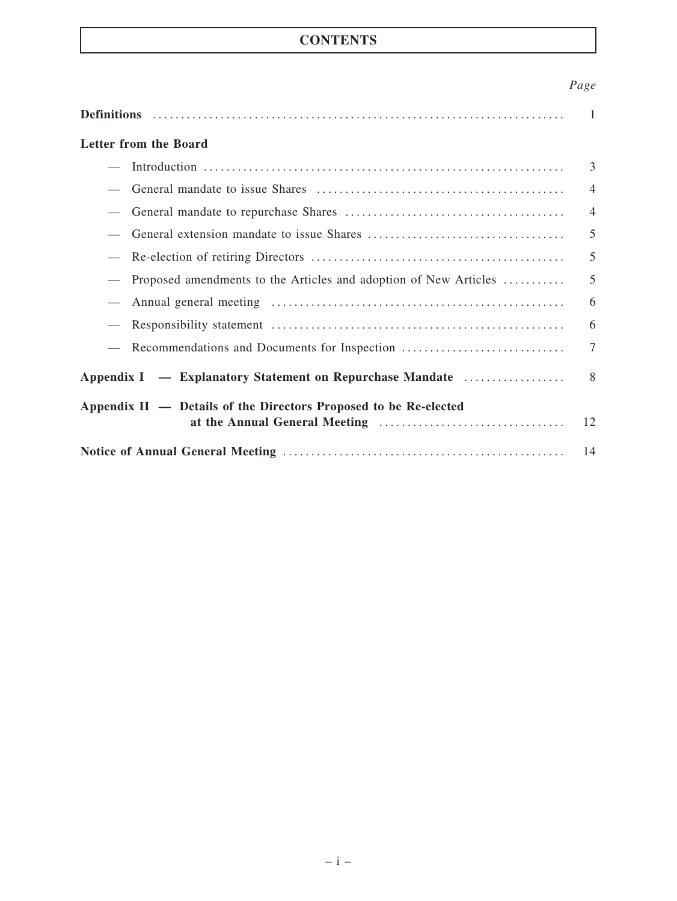# CONTENTS

| | Page |
|---|---|
| **Definitions** | 1 |
| **Letter from the Board** | |
| — Introduction | 3 |
| — General mandate to issue Shares | 4 |
| — General mandate to repurchase Shares | 4 |
| — General extension mandate to issue Shares | 5 |
| — Re-election of retiring Directors | 5 |
| — Proposed amendments to the Articles and adoption of New Articles | 5 |
| — Annual general meeting | 6 |
| — Responsibility statement | 6 |
| — Recommendations and Documents for Inspection | 7 |
| **Appendix I — Explanatory Statement on Repurchase Mandate** | 8 |
| **Appendix II — Details of the Directors Proposed to be Re-elected at the Annual General Meeting** | 12 |
| **Notice of Annual General Meeting** | 14 |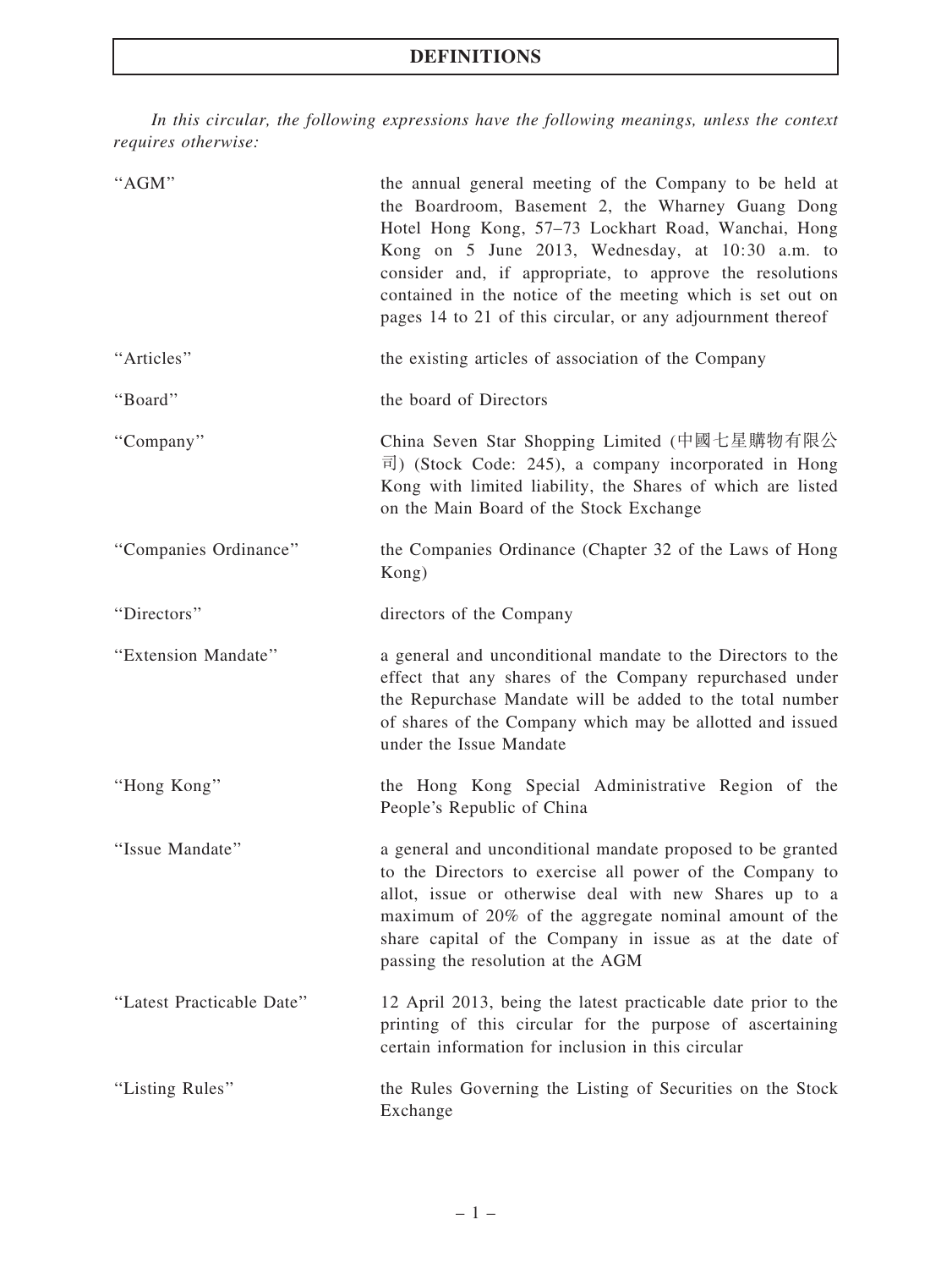# DEFINITIONS

*In this circular, the following expressions have the following meanings, unless the context requires otherwise:*

| | |
|---|---|
| "AGM" | the annual general meeting of the Company to be held at the Boardroom, Basement 2, the Wharney Guang Dong Hotel Hong Kong, 57–73 Lockhart Road, Wanchai, Hong Kong on 5 June 2013, Wednesday, at 10:30 a.m. to consider and, if appropriate, to approve the resolutions contained in the notice of the meeting which is set out on pages 14 to 21 of this circular, or any adjournment thereof |
| "Articles" | the existing articles of association of the Company |
| "Board" | the board of Directors |
| "Company" | China Seven Star Shopping Limited (中國七星購物有限公司) (Stock Code: 245), a company incorporated in Hong Kong with limited liability, the Shares of which are listed on the Main Board of the Stock Exchange |
| "Companies Ordinance" | the Companies Ordinance (Chapter 32 of the Laws of Hong Kong) |
| "Directors" | directors of the Company |
| "Extension Mandate" | a general and unconditional mandate to the Directors to the effect that any shares of the Company repurchased under the Repurchase Mandate will be added to the total number of shares of the Company which may be allotted and issued under the Issue Mandate |
| "Hong Kong" | the Hong Kong Special Administrative Region of the People's Republic of China |
| "Issue Mandate" | a general and unconditional mandate proposed to be granted to the Directors to exercise all power of the Company to allot, issue or otherwise deal with new Shares up to a maximum of 20% of the aggregate nominal amount of the share capital of the Company in issue as at the date of passing the resolution at the AGM |
| "Latest Practicable Date" | 12 April 2013, being the latest practicable date prior to the printing of this circular for the purpose of ascertaining certain information for inclusion in this circular |
| "Listing Rules" | the Rules Governing the Listing of Securities on the Stock Exchange |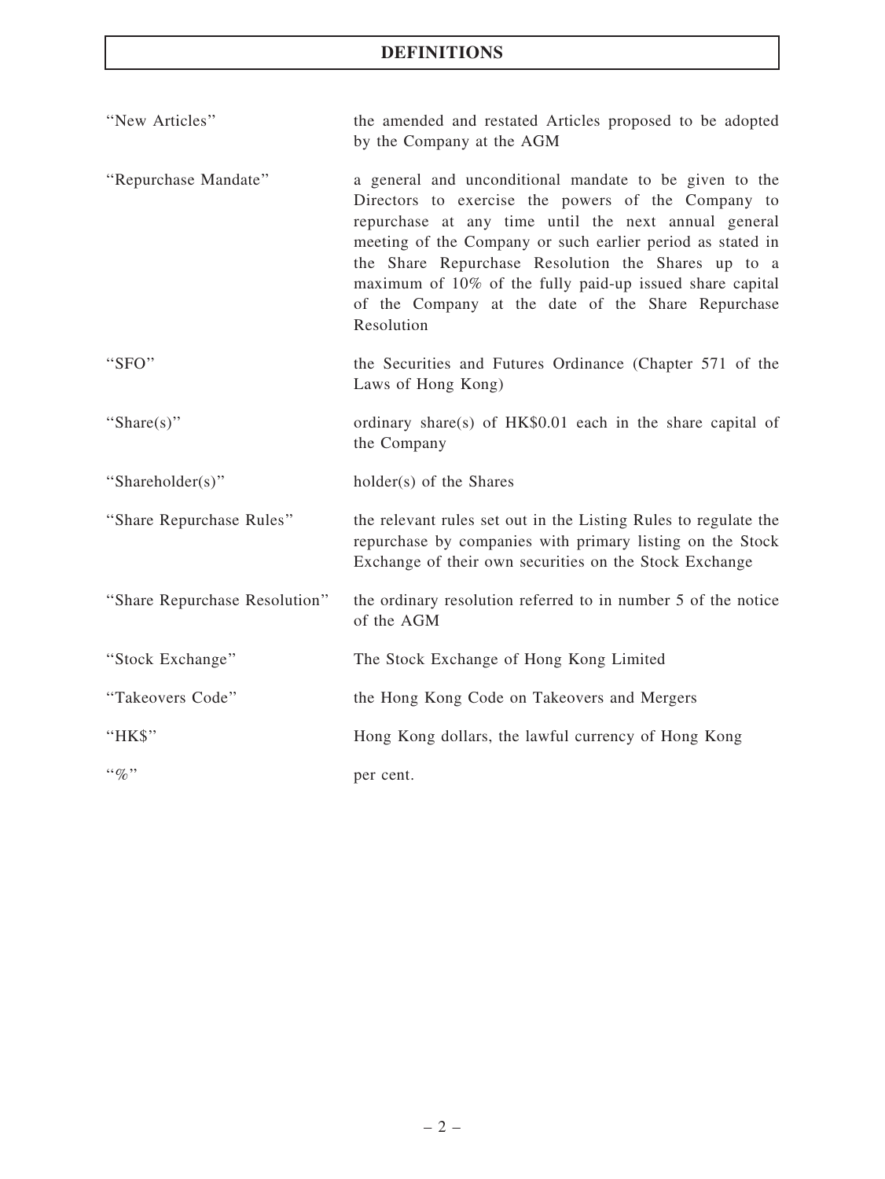# DEFINITIONS

| | |
|---|---|
| "New Articles" | the amended and restated Articles proposed to be adopted by the Company at the AGM |
| "Repurchase Mandate" | a general and unconditional mandate to be given to the Directors to exercise the powers of the Company to repurchase at any time until the next annual general meeting of the Company or such earlier period as stated in the Share Repurchase Resolution the Shares up to a maximum of 10% of the fully paid-up issued share capital of the Company at the date of the Share Repurchase Resolution |
| "SFO" | the Securities and Futures Ordinance (Chapter 571 of the Laws of Hong Kong) |
| "Share(s)" | ordinary share(s) of HK$0.01 each in the share capital of the Company |
| "Shareholder(s)" | holder(s) of the Shares |
| "Share Repurchase Rules" | the relevant rules set out in the Listing Rules to regulate the repurchase by companies with primary listing on the Stock Exchange of their own securities on the Stock Exchange |
| "Share Repurchase Resolution" | the ordinary resolution referred to in number 5 of the notice of the AGM |
| "Stock Exchange" | The Stock Exchange of Hong Kong Limited |
| "Takeovers Code" | the Hong Kong Code on Takeovers and Mergers |
| "HK$" | Hong Kong dollars, the lawful currency of Hong Kong |
| "%" | per cent. |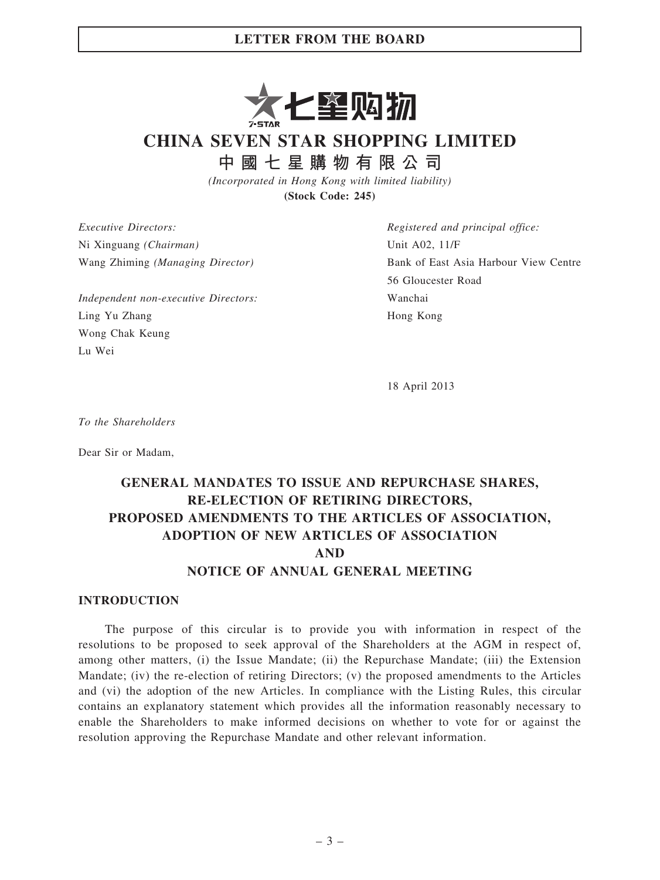# CHINA SEVEN STAR SHOPPING LIMITED

## 中國七星購物有限公司

*(Incorporated in Hong Kong with limited liability)*

**(Stock Code: 245)**

*Executive Directors:*
Ni Xinguang *(Chairman)*
Wang Zhiming *(Managing Director)*

*Independent non-executive Directors:*
Ling Yu Zhang
Wong Chak Keung
Lu Wei

*Registered and principal office:*
Unit A02, 11/F
Bank of East Asia Harbour View Centre
56 Gloucester Road
Wanchai
Hong Kong

18 April 2013

*To the Shareholders*

Dear Sir or Madam,

**GENERAL MANDATES TO ISSUE AND REPURCHASE SHARES,
RE-ELECTION OF RETIRING DIRECTORS,
PROPOSED AMENDMENTS TO THE ARTICLES OF ASSOCIATION,
ADOPTION OF NEW ARTICLES OF ASSOCIATION
AND
NOTICE OF ANNUAL GENERAL MEETING**

## INTRODUCTION

The purpose of this circular is to provide you with information in respect of the resolutions to be proposed to seek approval of the Shareholders at the AGM in respect of, among other matters, (i) the Issue Mandate; (ii) the Repurchase Mandate; (iii) the Extension Mandate; (iv) the re-election of retiring Directors; (v) the proposed amendments to the Articles and (vi) the adoption of the new Articles. In compliance with the Listing Rules, this circular contains an explanatory statement which provides all the information reasonably necessary to enable the Shareholders to make informed decisions on whether to vote for or against the resolution approving the Repurchase Mandate and other relevant information.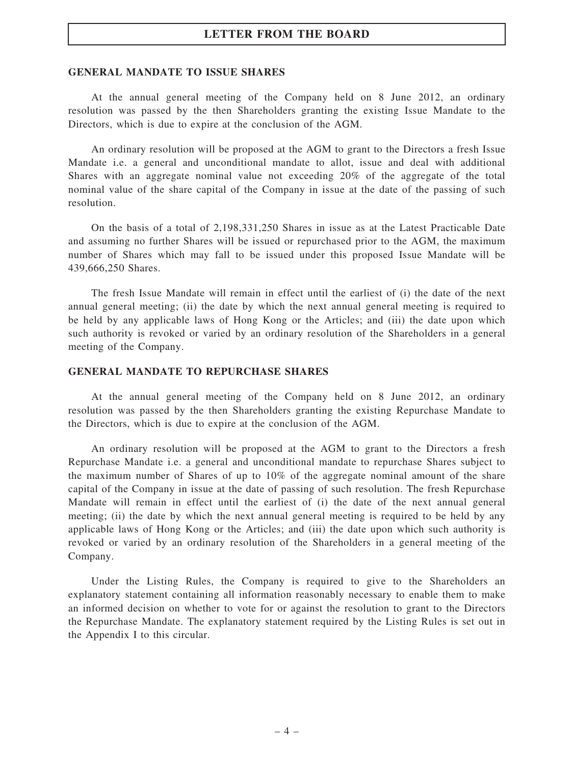## GENERAL MANDATE TO ISSUE SHARES

At the annual general meeting of the Company held on 8 June 2012, an ordinary resolution was passed by the then Shareholders granting the existing Issue Mandate to the Directors, which is due to expire at the conclusion of the AGM.

An ordinary resolution will be proposed at the AGM to grant to the Directors a fresh Issue Mandate i.e. a general and unconditional mandate to allot, issue and deal with additional Shares with an aggregate nominal value not exceeding 20% of the aggregate of the total nominal value of the share capital of the Company in issue at the date of the passing of such resolution.

On the basis of a total of 2,198,331,250 Shares in issue as at the Latest Practicable Date and assuming no further Shares will be issued or repurchased prior to the AGM, the maximum number of Shares which may fall to be issued under this proposed Issue Mandate will be 439,666,250 Shares.

The fresh Issue Mandate will remain in effect until the earliest of (i) the date of the next annual general meeting; (ii) the date by which the next annual general meeting is required to be held by any applicable laws of Hong Kong or the Articles; and (iii) the date upon which such authority is revoked or varied by an ordinary resolution of the Shareholders in a general meeting of the Company.

## GENERAL MANDATE TO REPURCHASE SHARES

At the annual general meeting of the Company held on 8 June 2012, an ordinary resolution was passed by the then Shareholders granting the existing Repurchase Mandate to the Directors, which is due to expire at the conclusion of the AGM.

An ordinary resolution will be proposed at the AGM to grant to the Directors a fresh Repurchase Mandate i.e. a general and unconditional mandate to repurchase Shares subject to the maximum number of Shares of up to 10% of the aggregate nominal amount of the share capital of the Company in issue at the date of passing of such resolution. The fresh Repurchase Mandate will remain in effect until the earliest of (i) the date of the next annual general meeting; (ii) the date by which the next annual general meeting is required to be held by any applicable laws of Hong Kong or the Articles; and (iii) the date upon which such authority is revoked or varied by an ordinary resolution of the Shareholders in a general meeting of the Company.

Under the Listing Rules, the Company is required to give to the Shareholders an explanatory statement containing all information reasonably necessary to enable them to make an informed decision on whether to vote for or against the resolution to grant to the Directors the Repurchase Mandate. The explanatory statement required by the Listing Rules is set out in the Appendix I to this circular.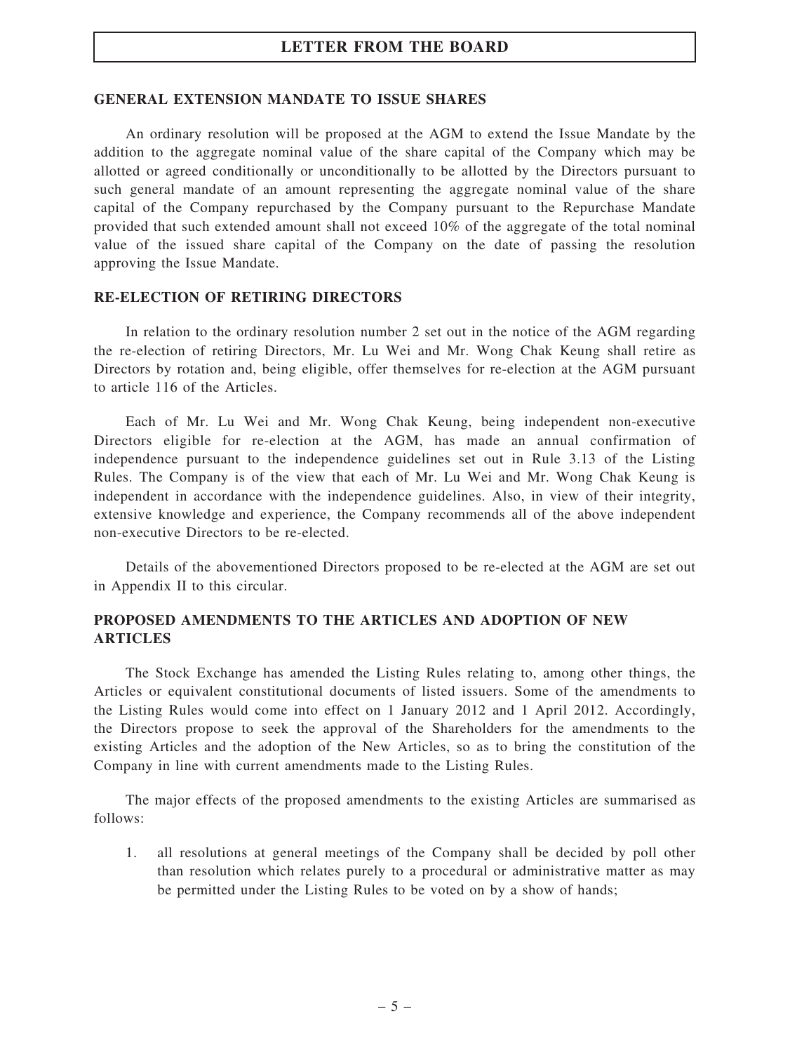## GENERAL EXTENSION MANDATE TO ISSUE SHARES

An ordinary resolution will be proposed at the AGM to extend the Issue Mandate by the addition to the aggregate nominal value of the share capital of the Company which may be allotted or agreed conditionally or unconditionally to be allotted by the Directors pursuant to such general mandate of an amount representing the aggregate nominal value of the share capital of the Company repurchased by the Company pursuant to the Repurchase Mandate provided that such extended amount shall not exceed 10% of the aggregate of the total nominal value of the issued share capital of the Company on the date of passing the resolution approving the Issue Mandate.

## RE-ELECTION OF RETIRING DIRECTORS

In relation to the ordinary resolution number 2 set out in the notice of the AGM regarding the re-election of retiring Directors, Mr. Lu Wei and Mr. Wong Chak Keung shall retire as Directors by rotation and, being eligible, offer themselves for re-election at the AGM pursuant to article 116 of the Articles.

Each of Mr. Lu Wei and Mr. Wong Chak Keung, being independent non-executive Directors eligible for re-election at the AGM, has made an annual confirmation of independence pursuant to the independence guidelines set out in Rule 3.13 of the Listing Rules. The Company is of the view that each of Mr. Lu Wei and Mr. Wong Chak Keung is independent in accordance with the independence guidelines. Also, in view of their integrity, extensive knowledge and experience, the Company recommends all of the above independent non-executive Directors to be re-elected.

Details of the abovementioned Directors proposed to be re-elected at the AGM are set out in Appendix II to this circular.

## PROPOSED AMENDMENTS TO THE ARTICLES AND ADOPTION OF NEW ARTICLES

The Stock Exchange has amended the Listing Rules relating to, among other things, the Articles or equivalent constitutional documents of listed issuers. Some of the amendments to the Listing Rules would come into effect on 1 January 2012 and 1 April 2012. Accordingly, the Directors propose to seek the approval of the Shareholders for the amendments to the existing Articles and the adoption of the New Articles, so as to bring the constitution of the Company in line with current amendments made to the Listing Rules.

The major effects of the proposed amendments to the existing Articles are summarised as follows:

1. all resolutions at general meetings of the Company shall be decided by poll other than resolution which relates purely to a procedural or administrative matter as may be permitted under the Listing Rules to be voted on by a show of hands;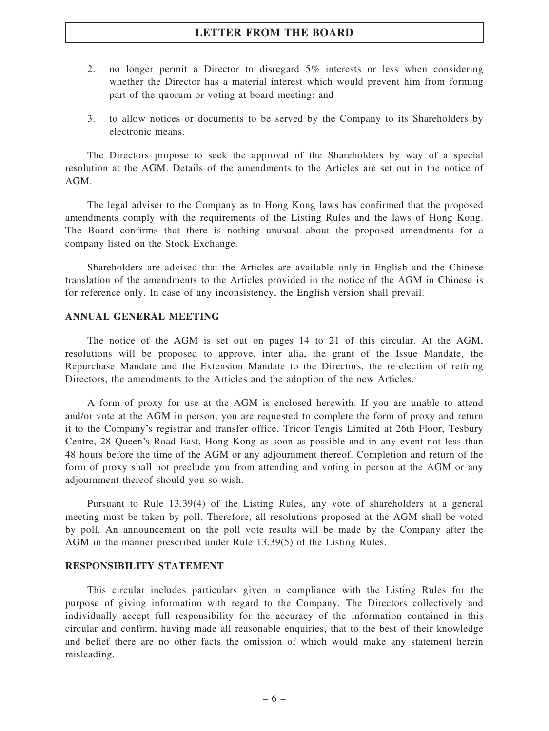2. no longer permit a Director to disregard 5% interests or less when considering whether the Director has a material interest which would prevent him from forming part of the quorum or voting at board meeting; and

3. to allow notices or documents to be served by the Company to its Shareholders by electronic means.

The Directors propose to seek the approval of the Shareholders by way of a special resolution at the AGM. Details of the amendments to the Articles are set out in the notice of AGM.

The legal adviser to the Company as to Hong Kong laws has confirmed that the proposed amendments comply with the requirements of the Listing Rules and the laws of Hong Kong. The Board confirms that there is nothing unusual about the proposed amendments for a company listed on the Stock Exchange.

Shareholders are advised that the Articles are available only in English and the Chinese translation of the amendments to the Articles provided in the notice of the AGM in Chinese is for reference only. In case of any inconsistency, the English version shall prevail.

## ANNUAL GENERAL MEETING

The notice of the AGM is set out on pages 14 to 21 of this circular. At the AGM, resolutions will be proposed to approve, inter alia, the grant of the Issue Mandate, the Repurchase Mandate and the Extension Mandate to the Directors, the re-election of retiring Directors, the amendments to the Articles and the adoption of the new Articles.

A form of proxy for use at the AGM is enclosed herewith. If you are unable to attend and/or vote at the AGM in person, you are requested to complete the form of proxy and return it to the Company's registrar and transfer office, Tricor Tengis Limited at 26th Floor, Tesbury Centre, 28 Queen's Road East, Hong Kong as soon as possible and in any event not less than 48 hours before the time of the AGM or any adjournment thereof. Completion and return of the form of proxy shall not preclude you from attending and voting in person at the AGM or any adjournment thereof should you so wish.

Pursuant to Rule 13.39(4) of the Listing Rules, any vote of shareholders at a general meeting must be taken by poll. Therefore, all resolutions proposed at the AGM shall be voted by poll. An announcement on the poll vote results will be made by the Company after the AGM in the manner prescribed under Rule 13.39(5) of the Listing Rules.

## RESPONSIBILITY STATEMENT

This circular includes particulars given in compliance with the Listing Rules for the purpose of giving information with regard to the Company. The Directors collectively and individually accept full responsibility for the accuracy of the information contained in this circular and confirm, having made all reasonable enquiries, that to the best of their knowledge and belief there are no other facts the omission of which would make any statement herein misleading.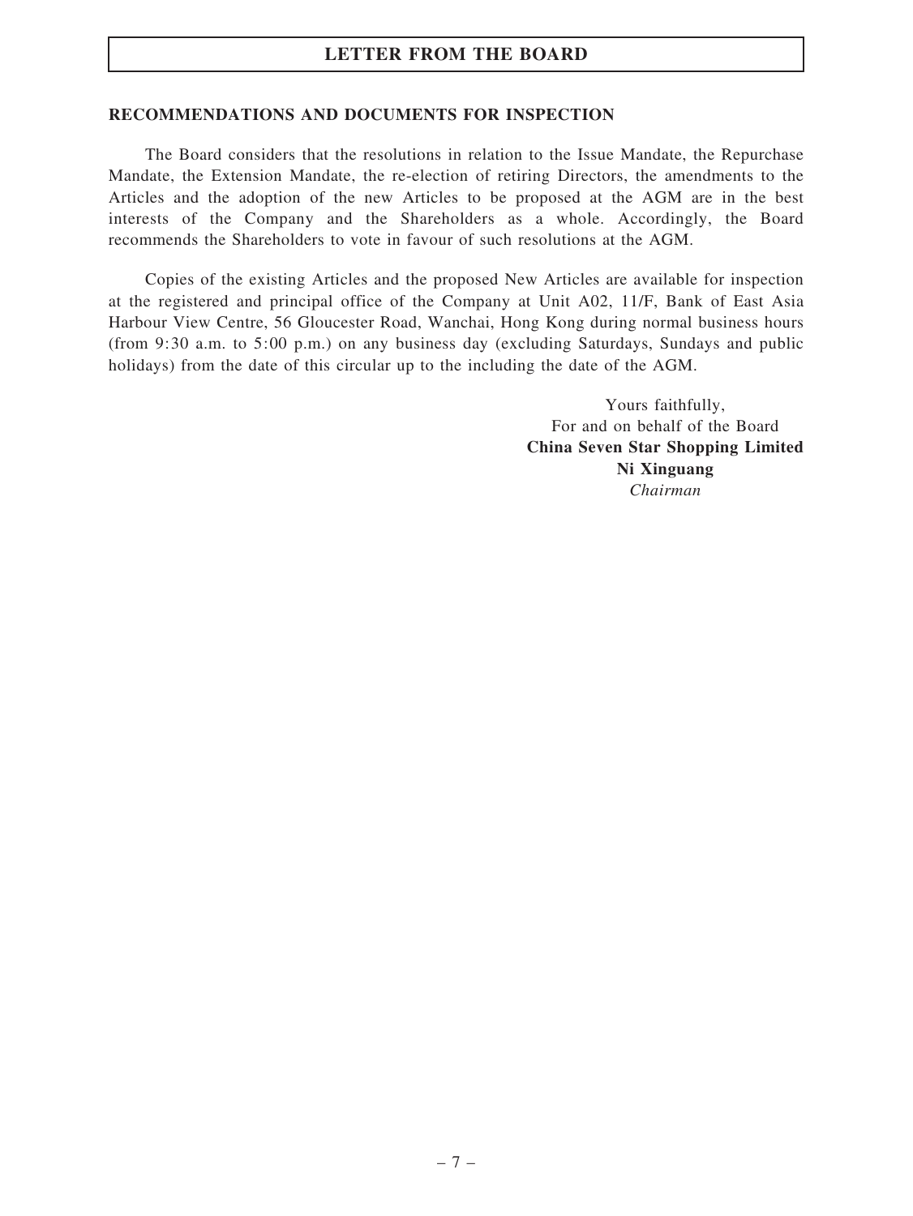## LETTER FROM THE BOARD

### RECOMMENDATIONS AND DOCUMENTS FOR INSPECTION

The Board considers that the resolutions in relation to the Issue Mandate, the Repurchase Mandate, the Extension Mandate, the re-election of retiring Directors, the amendments to the Articles and the adoption of the new Articles to be proposed at the AGM are in the best interests of the Company and the Shareholders as a whole. Accordingly, the Board recommends the Shareholders to vote in favour of such resolutions at the AGM.

Copies of the existing Articles and the proposed New Articles are available for inspection at the registered and principal office of the Company at Unit A02, 11/F, Bank of East Asia Harbour View Centre, 56 Gloucester Road, Wanchai, Hong Kong during normal business hours (from 9:30 a.m. to 5:00 p.m.) on any business day (excluding Saturdays, Sundays and public holidays) from the date of this circular up to the including the date of the AGM.

Yours faithfully,
For and on behalf of the Board
**China Seven Star Shopping Limited**
**Ni Xinguang**
*Chairman*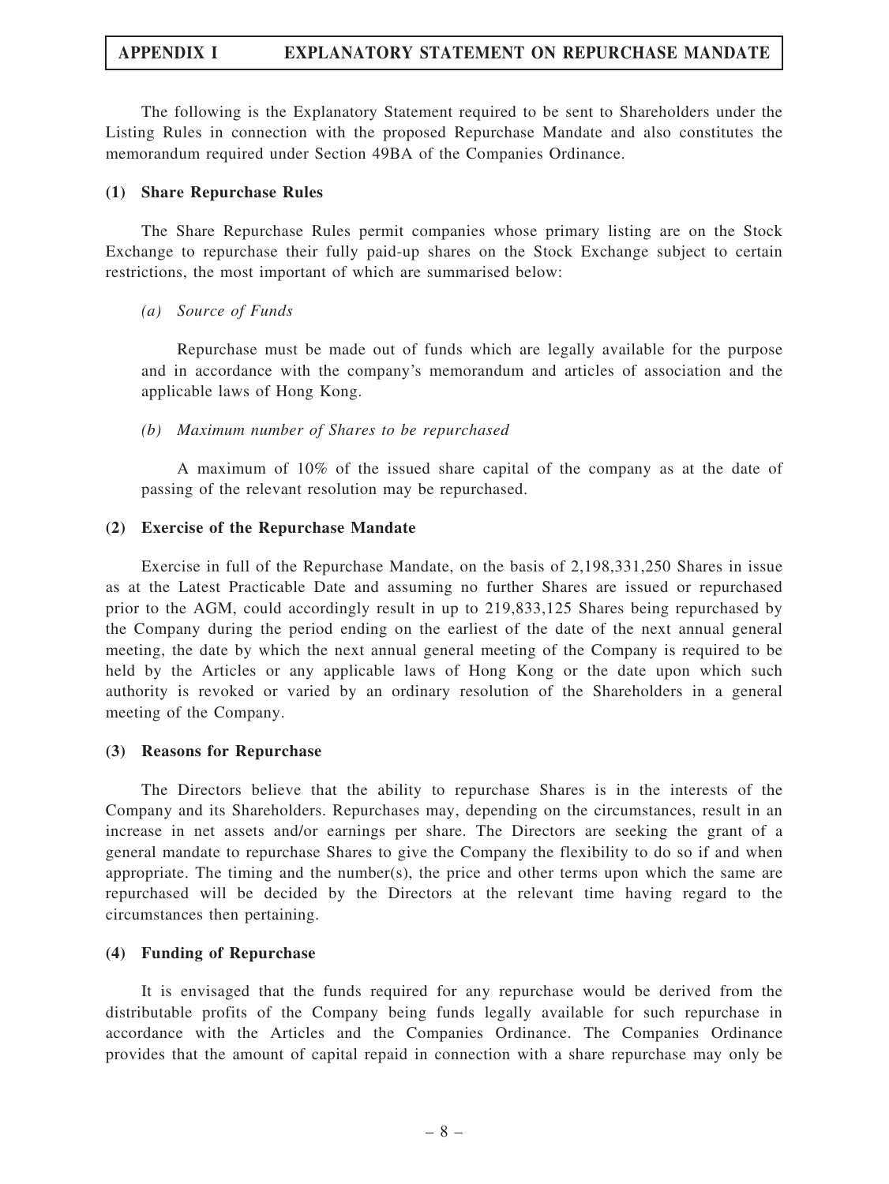# APPENDIX I EXPLANATORY STATEMENT ON REPURCHASE MANDATE

The following is the Explanatory Statement required to be sent to Shareholders under the Listing Rules in connection with the proposed Repurchase Mandate and also constitutes the memorandum required under Section 49BA of the Companies Ordinance.

## (1) Share Repurchase Rules

The Share Repurchase Rules permit companies whose primary listing are on the Stock Exchange to repurchase their fully paid-up shares on the Stock Exchange subject to certain restrictions, the most important of which are summarised below:

### *(a) Source of Funds*

Repurchase must be made out of funds which are legally available for the purpose and in accordance with the company's memorandum and articles of association and the applicable laws of Hong Kong.

### *(b) Maximum number of Shares to be repurchased*

A maximum of 10% of the issued share capital of the company as at the date of passing of the relevant resolution may be repurchased.

## (2) Exercise of the Repurchase Mandate

Exercise in full of the Repurchase Mandate, on the basis of 2,198,331,250 Shares in issue as at the Latest Practicable Date and assuming no further Shares are issued or repurchased prior to the AGM, could accordingly result in up to 219,833,125 Shares being repurchased by the Company during the period ending on the earliest of the date of the next annual general meeting, the date by which the next annual general meeting of the Company is required to be held by the Articles or any applicable laws of Hong Kong or the date upon which such authority is revoked or varied by an ordinary resolution of the Shareholders in a general meeting of the Company.

## (3) Reasons for Repurchase

The Directors believe that the ability to repurchase Shares is in the interests of the Company and its Shareholders. Repurchases may, depending on the circumstances, result in an increase in net assets and/or earnings per share. The Directors are seeking the grant of a general mandate to repurchase Shares to give the Company the flexibility to do so if and when appropriate. The timing and the number(s), the price and other terms upon which the same are repurchased will be decided by the Directors at the relevant time having regard to the circumstances then pertaining.

## (4) Funding of Repurchase

It is envisaged that the funds required for any repurchase would be derived from the distributable profits of the Company being funds legally available for such repurchase in accordance with the Articles and the Companies Ordinance. The Companies Ordinance provides that the amount of capital repaid in connection with a share repurchase may only be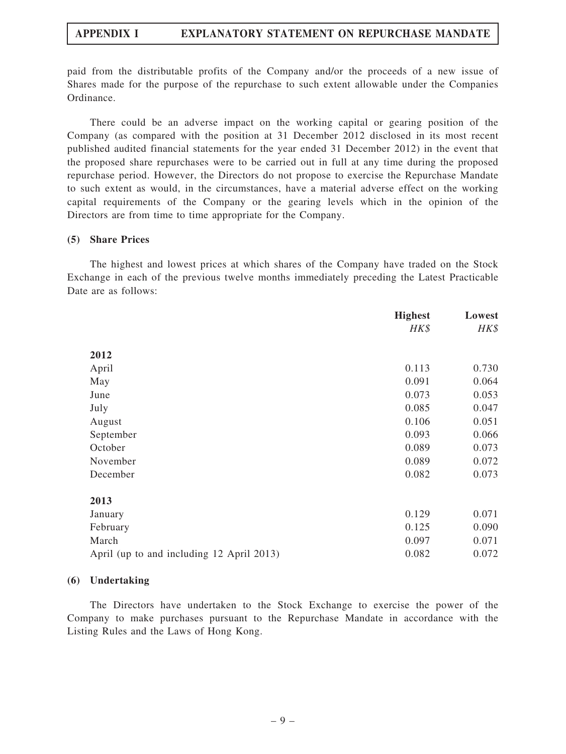paid from the distributable profits of the Company and/or the proceeds of a new issue of Shares made for the purpose of the repurchase to such extent allowable under the Companies Ordinance.

There could be an adverse impact on the working capital or gearing position of the Company (as compared with the position at 31 December 2012 disclosed in its most recent published audited financial statements for the year ended 31 December 2012) in the event that the proposed share repurchases were to be carried out in full at any time during the proposed repurchase period. However, the Directors do not propose to exercise the Repurchase Mandate to such extent as would, in the circumstances, have a material adverse effect on the working capital requirements of the Company or the gearing levels which in the opinion of the Directors are from time to time appropriate for the Company.

**(5) Share Prices**

The highest and lowest prices at which shares of the Company have traded on the Stock Exchange in each of the previous twelve months immediately preceding the Latest Practicable Date are as follows:

| | **Highest** *HK$* | **Lowest** *HK$* |
|---|---|---|
| **2012** | | |
| April | 0.113 | 0.730 |
| May | 0.091 | 0.064 |
| June | 0.073 | 0.053 |
| July | 0.085 | 0.047 |
| August | 0.106 | 0.051 |
| September | 0.093 | 0.066 |
| October | 0.089 | 0.073 |
| November | 0.089 | 0.072 |
| December | 0.082 | 0.073 |
| **2013** | | |
| January | 0.129 | 0.071 |
| February | 0.125 | 0.090 |
| March | 0.097 | 0.071 |
| April (up to and including 12 April 2013) | 0.082 | 0.072 |

**(6) Undertaking**

The Directors have undertaken to the Stock Exchange to exercise the power of the Company to make purchases pursuant to the Repurchase Mandate in accordance with the Listing Rules and the Laws of Hong Kong.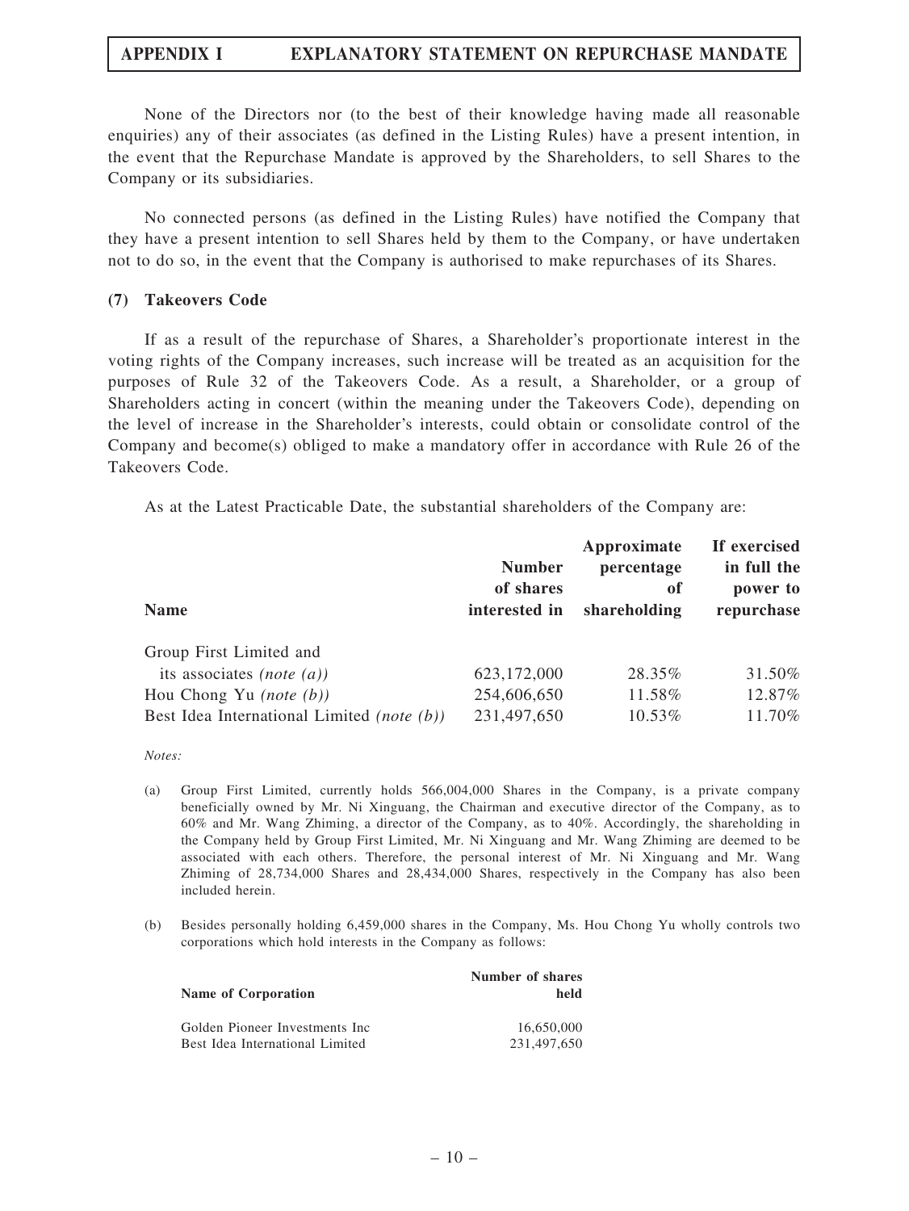None of the Directors nor (to the best of their knowledge having made all reasonable enquiries) any of their associates (as defined in the Listing Rules) have a present intention, in the event that the Repurchase Mandate is approved by the Shareholders, to sell Shares to the Company or its subsidiaries.

No connected persons (as defined in the Listing Rules) have notified the Company that they have a present intention to sell Shares held by them to the Company, or have undertaken not to do so, in the event that the Company is authorised to make repurchases of its Shares.

### (7) Takeovers Code

If as a result of the repurchase of Shares, a Shareholder's proportionate interest in the voting rights of the Company increases, such increase will be treated as an acquisition for the purposes of Rule 32 of the Takeovers Code. As a result, a Shareholder, or a group of Shareholders acting in concert (within the meaning under the Takeovers Code), depending on the level of increase in the Shareholder's interests, could obtain or consolidate control of the Company and become(s) obliged to make a mandatory offer in accordance with Rule 26 of the Takeovers Code.

As at the Latest Practicable Date, the substantial shareholders of the Company are:

| Name | Number of shares interested in | Approximate percentage of shareholding | If exercised in full the power to repurchase |
|---|---|---|---|
| Group First Limited and its associates *(note (a))* | 623,172,000 | 28.35% | 31.50% |
| Hou Chong Yu *(note (b))* | 254,606,650 | 11.58% | 12.87% |
| Best Idea International Limited *(note (b))* | 231,497,650 | 10.53% | 11.70% |

*Notes:*

(a) Group First Limited, currently holds 566,004,000 Shares in the Company, is a private company beneficially owned by Mr. Ni Xinguang, the Chairman and executive director of the Company, as to 60% and Mr. Wang Zhiming, a director of the Company, as to 40%. Accordingly, the shareholding in the Company held by Group First Limited, Mr. Ni Xinguang and Mr. Wang Zhiming are deemed to be associated with each others. Therefore, the personal interest of Mr. Ni Xinguang and Mr. Wang Zhiming of 28,734,000 Shares and 28,434,000 Shares, respectively in the Company has also been included herein.

(b) Besides personally holding 6,459,000 shares in the Company, Ms. Hou Chong Yu wholly controls two corporations which hold interests in the Company as follows:

| Name of Corporation | Number of shares held |
|---|---|
| Golden Pioneer Investments Inc | 16,650,000 |
| Best Idea International Limited | 231,497,650 |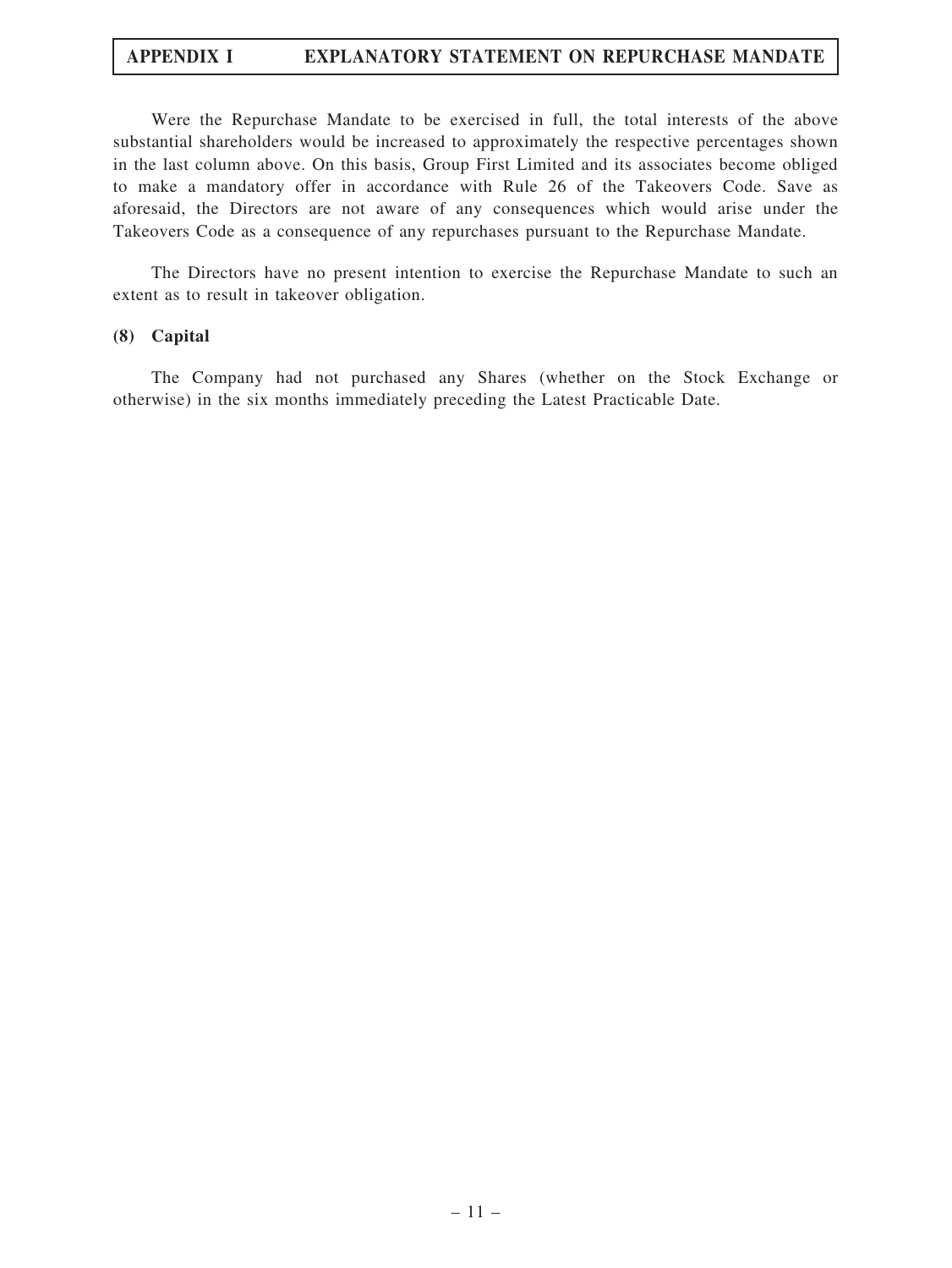Were the Repurchase Mandate to be exercised in full, the total interests of the above substantial shareholders would be increased to approximately the respective percentages shown in the last column above. On this basis, Group First Limited and its associates become obliged to make a mandatory offer in accordance with Rule 26 of the Takeovers Code. Save as aforesaid, the Directors are not aware of any consequences which would arise under the Takeovers Code as a consequence of any repurchases pursuant to the Repurchase Mandate.

The Directors have no present intention to exercise the Repurchase Mandate to such an extent as to result in takeover obligation.

**(8) Capital**

The Company had not purchased any Shares (whether on the Stock Exchange or otherwise) in the six months immediately preceding the Latest Practicable Date.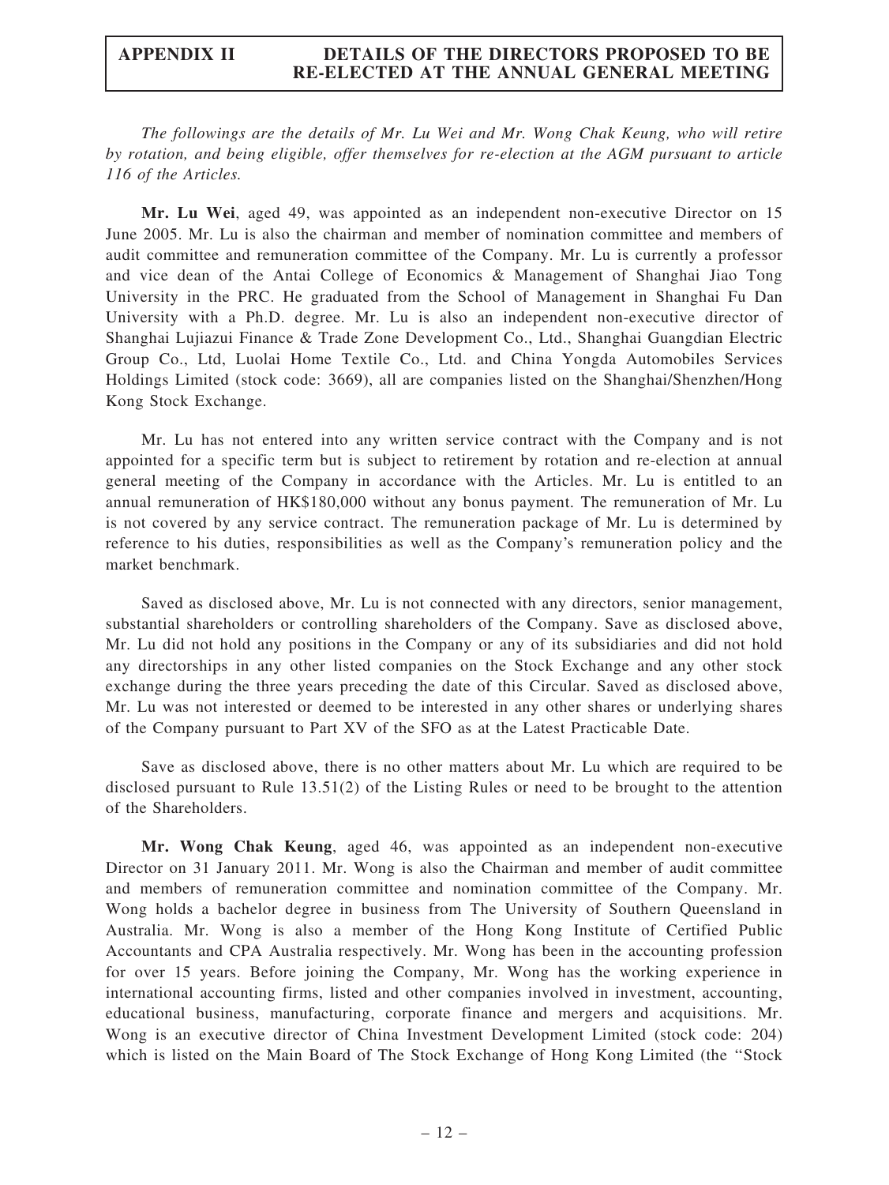# APPENDIX II DETAILS OF THE DIRECTORS PROPOSED TO BE RE-ELECTED AT THE ANNUAL GENERAL MEETING

*The followings are the details of Mr. Lu Wei and Mr. Wong Chak Keung, who will retire by rotation, and being eligible, offer themselves for re-election at the AGM pursuant to article 116 of the Articles.*

**Mr. Lu Wei**, aged 49, was appointed as an independent non-executive Director on 15 June 2005. Mr. Lu is also the chairman and member of nomination committee and members of audit committee and remuneration committee of the Company. Mr. Lu is currently a professor and vice dean of the Antai College of Economics & Management of Shanghai Jiao Tong University in the PRC. He graduated from the School of Management in Shanghai Fu Dan University with a Ph.D. degree. Mr. Lu is also an independent non-executive director of Shanghai Lujiazui Finance & Trade Zone Development Co., Ltd., Shanghai Guangdian Electric Group Co., Ltd, Luolai Home Textile Co., Ltd. and China Yongda Automobiles Services Holdings Limited (stock code: 3669), all are companies listed on the Shanghai/Shenzhen/Hong Kong Stock Exchange.

Mr. Lu has not entered into any written service contract with the Company and is not appointed for a specific term but is subject to retirement by rotation and re-election at annual general meeting of the Company in accordance with the Articles. Mr. Lu is entitled to an annual remuneration of HK$180,000 without any bonus payment. The remuneration of Mr. Lu is not covered by any service contract. The remuneration package of Mr. Lu is determined by reference to his duties, responsibilities as well as the Company's remuneration policy and the market benchmark.

Saved as disclosed above, Mr. Lu is not connected with any directors, senior management, substantial shareholders or controlling shareholders of the Company. Save as disclosed above, Mr. Lu did not hold any positions in the Company or any of its subsidiaries and did not hold any directorships in any other listed companies on the Stock Exchange and any other stock exchange during the three years preceding the date of this Circular. Saved as disclosed above, Mr. Lu was not interested or deemed to be interested in any other shares or underlying shares of the Company pursuant to Part XV of the SFO as at the Latest Practicable Date.

Save as disclosed above, there is no other matters about Mr. Lu which are required to be disclosed pursuant to Rule 13.51(2) of the Listing Rules or need to be brought to the attention of the Shareholders.

**Mr. Wong Chak Keung**, aged 46, was appointed as an independent non-executive Director on 31 January 2011. Mr. Wong is also the Chairman and member of audit committee and members of remuneration committee and nomination committee of the Company. Mr. Wong holds a bachelor degree in business from The University of Southern Queensland in Australia. Mr. Wong is also a member of the Hong Kong Institute of Certified Public Accountants and CPA Australia respectively. Mr. Wong has been in the accounting profession for over 15 years. Before joining the Company, Mr. Wong has the working experience in international accounting firms, listed and other companies involved in investment, accounting, educational business, manufacturing, corporate finance and mergers and acquisitions. Mr. Wong is an executive director of China Investment Development Limited (stock code: 204) which is listed on the Main Board of The Stock Exchange of Hong Kong Limited (the "Stock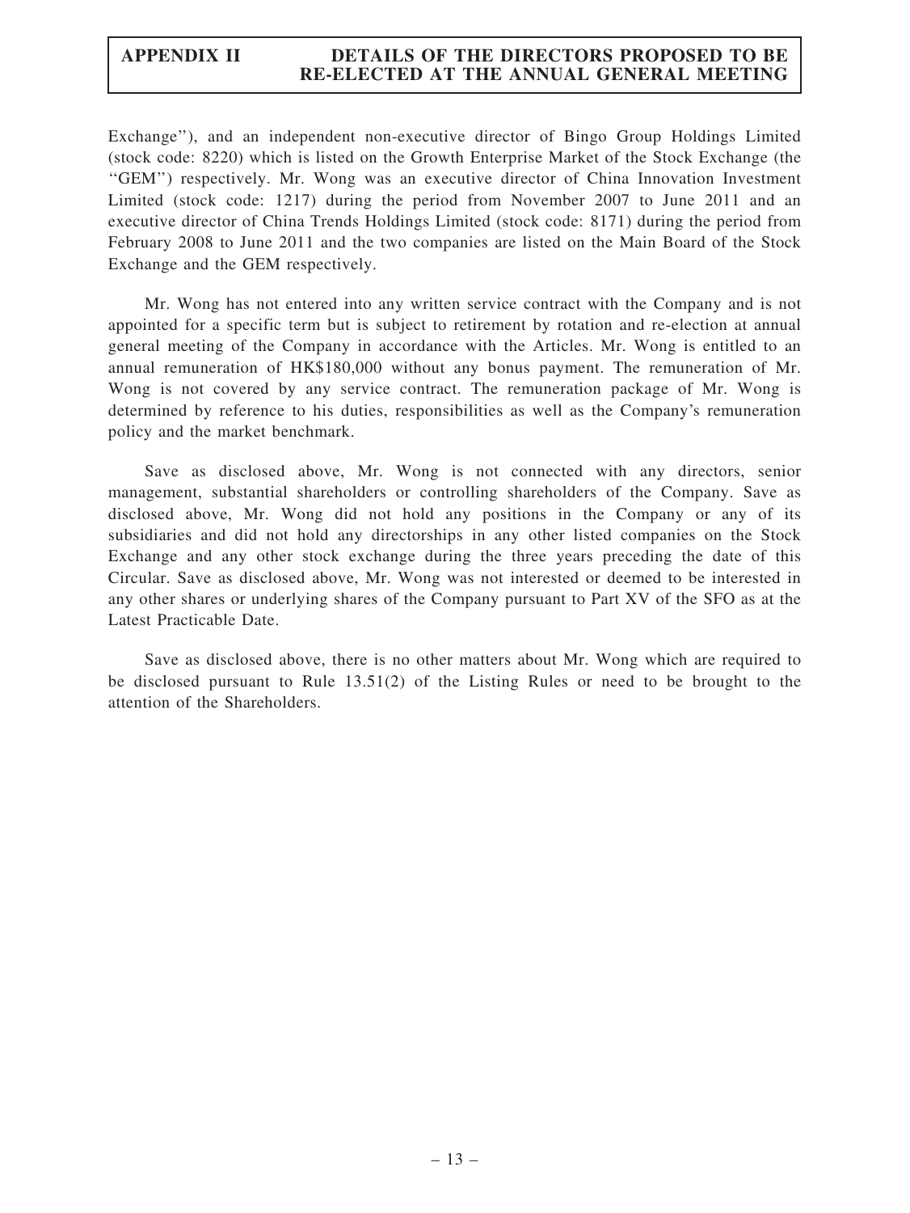Exchange''), and an independent non-executive director of Bingo Group Holdings Limited (stock code: 8220) which is listed on the Growth Enterprise Market of the Stock Exchange (the ''GEM'') respectively. Mr. Wong was an executive director of China Innovation Investment Limited (stock code: 1217) during the period from November 2007 to June 2011 and an executive director of China Trends Holdings Limited (stock code: 8171) during the period from February 2008 to June 2011 and the two companies are listed on the Main Board of the Stock Exchange and the GEM respectively.

Mr. Wong has not entered into any written service contract with the Company and is not appointed for a specific term but is subject to retirement by rotation and re-election at annual general meeting of the Company in accordance with the Articles. Mr. Wong is entitled to an annual remuneration of HK$180,000 without any bonus payment. The remuneration of Mr. Wong is not covered by any service contract. The remuneration package of Mr. Wong is determined by reference to his duties, responsibilities as well as the Company's remuneration policy and the market benchmark.

Save as disclosed above, Mr. Wong is not connected with any directors, senior management, substantial shareholders or controlling shareholders of the Company. Save as disclosed above, Mr. Wong did not hold any positions in the Company or any of its subsidiaries and did not hold any directorships in any other listed companies on the Stock Exchange and any other stock exchange during the three years preceding the date of this Circular. Save as disclosed above, Mr. Wong was not interested or deemed to be interested in any other shares or underlying shares of the Company pursuant to Part XV of the SFO as at the Latest Practicable Date.

Save as disclosed above, there is no other matters about Mr. Wong which are required to be disclosed pursuant to Rule 13.51(2) of the Listing Rules or need to be brought to the attention of the Shareholders.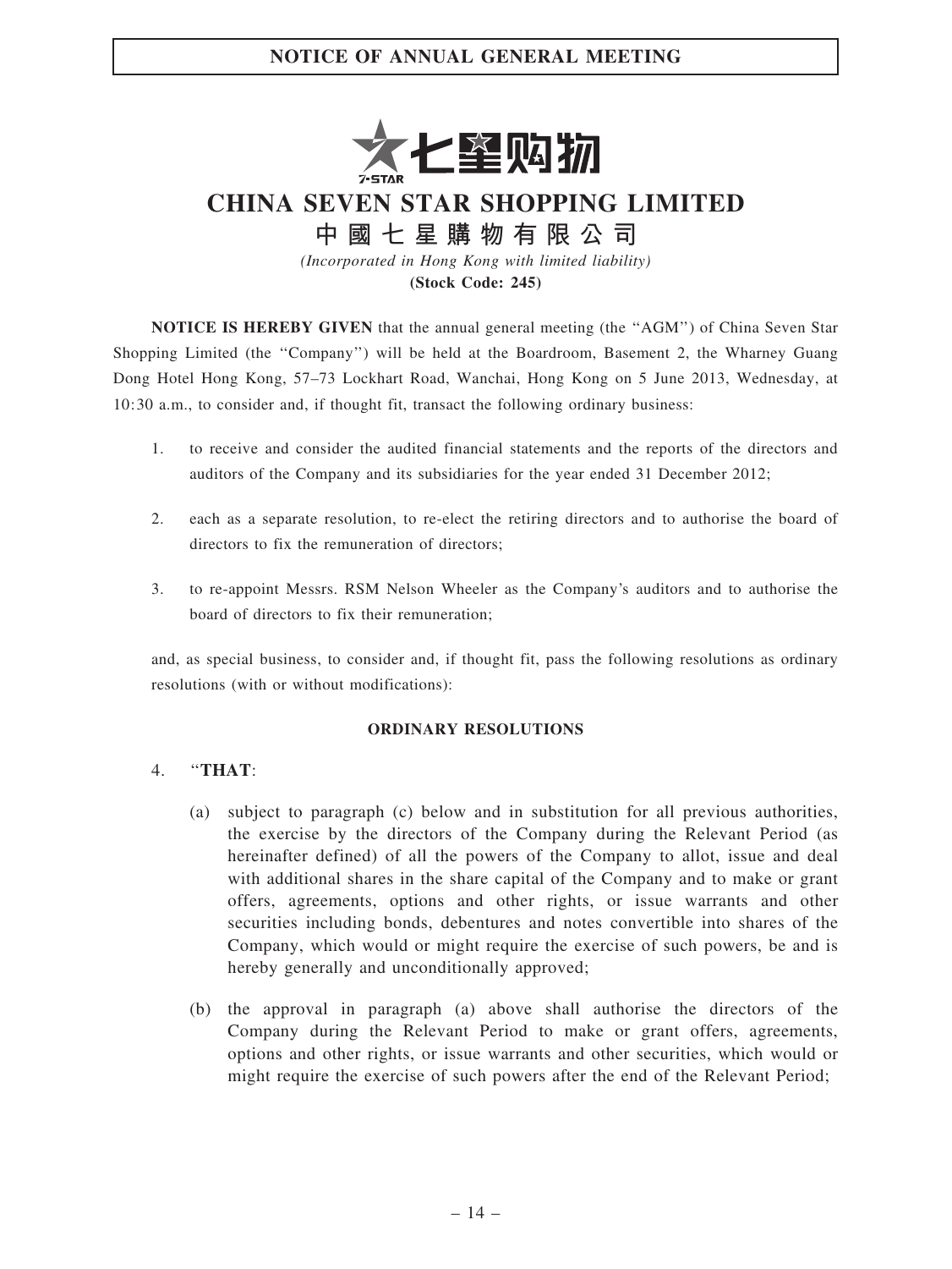# NOTICE OF ANNUAL GENERAL MEETING

# CHINA SEVEN STAR SHOPPING LIMITED

## 中國七星購物有限公司

*(Incorporated in Hong Kong with limited liability)*

**(Stock Code: 245)**

**NOTICE IS HEREBY GIVEN** that the annual general meeting (the "AGM") of China Seven Star Shopping Limited (the "Company") will be held at the Boardroom, Basement 2, the Wharney Guang Dong Hotel Hong Kong, 57–73 Lockhart Road, Wanchai, Hong Kong on 5 June 2013, Wednesday, at 10:30 a.m., to consider and, if thought fit, transact the following ordinary business:

1. to receive and consider the audited financial statements and the reports of the directors and auditors of the Company and its subsidiaries for the year ended 31 December 2012;

2. each as a separate resolution, to re-elect the retiring directors and to authorise the board of directors to fix the remuneration of directors;

3. to re-appoint Messrs. RSM Nelson Wheeler as the Company's auditors and to authorise the board of directors to fix their remuneration;

and, as special business, to consider and, if thought fit, pass the following resolutions as ordinary resolutions (with or without modifications):

**ORDINARY RESOLUTIONS**

4. "**THAT**:

   (a) subject to paragraph (c) below and in substitution for all previous authorities, the exercise by the directors of the Company during the Relevant Period (as hereinafter defined) of all the powers of the Company to allot, issue and deal with additional shares in the share capital of the Company and to make or grant offers, agreements, options and other rights, or issue warrants and other securities including bonds, debentures and notes convertible into shares of the Company, which would or might require the exercise of such powers, be and is hereby generally and unconditionally approved;

   (b) the approval in paragraph (a) above shall authorise the directors of the Company during the Relevant Period to make or grant offers, agreements, options and other rights, or issue warrants and other securities, which would or might require the exercise of such powers after the end of the Relevant Period;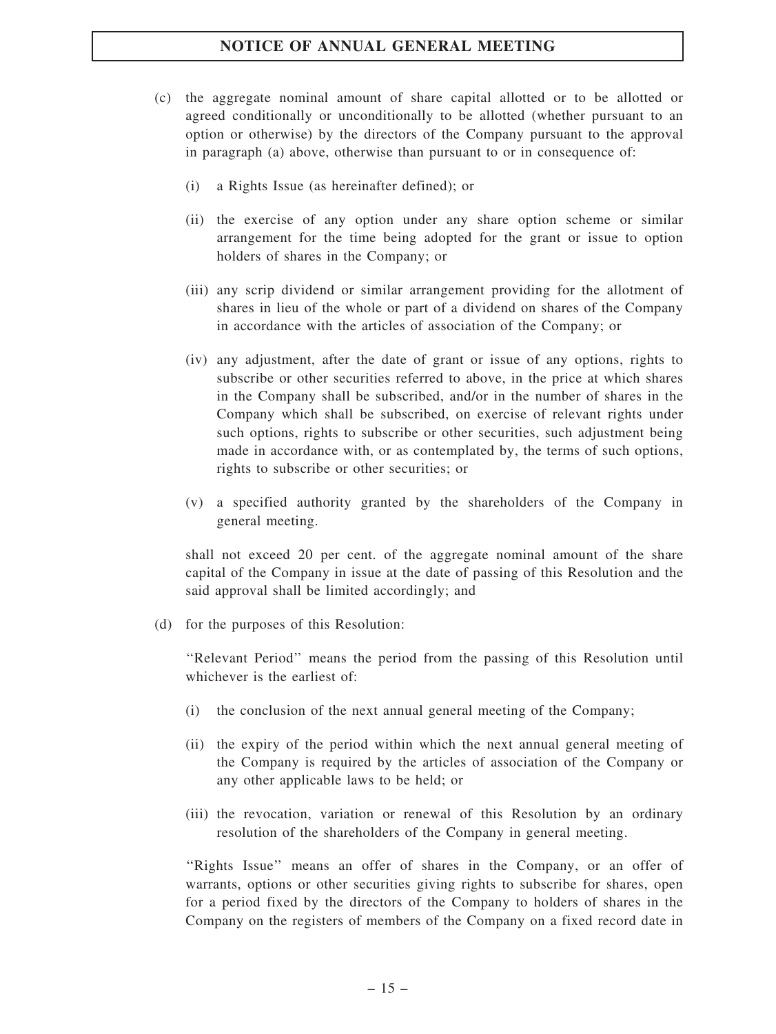(c) the aggregate nominal amount of share capital allotted or to be allotted or agreed conditionally or unconditionally to be allotted (whether pursuant to an option or otherwise) by the directors of the Company pursuant to the approval in paragraph (a) above, otherwise than pursuant to or in consequence of:

   (i) a Rights Issue (as hereinafter defined); or

   (ii) the exercise of any option under any share option scheme or similar arrangement for the time being adopted for the grant or issue to option holders of shares in the Company; or

   (iii) any scrip dividend or similar arrangement providing for the allotment of shares in lieu of the whole or part of a dividend on shares of the Company in accordance with the articles of association of the Company; or

   (iv) any adjustment, after the date of grant or issue of any options, rights to subscribe or other securities referred to above, in the price at which shares in the Company shall be subscribed, and/or in the number of shares in the Company which shall be subscribed, on exercise of relevant rights under such options, rights to subscribe or other securities, such adjustment being made in accordance with, or as contemplated by, the terms of such options, rights to subscribe or other securities; or

   (v) a specified authority granted by the shareholders of the Company in general meeting.

   shall not exceed 20 per cent. of the aggregate nominal amount of the share capital of the Company in issue at the date of passing of this Resolution and the said approval shall be limited accordingly; and

(d) for the purposes of this Resolution:

   "Relevant Period" means the period from the passing of this Resolution until whichever is the earliest of:

   (i) the conclusion of the next annual general meeting of the Company;

   (ii) the expiry of the period within which the next annual general meeting of the Company is required by the articles of association of the Company or any other applicable laws to be held; or

   (iii) the revocation, variation or renewal of this Resolution by an ordinary resolution of the shareholders of the Company in general meeting.

   "Rights Issue" means an offer of shares in the Company, or an offer of warrants, options or other securities giving rights to subscribe for shares, open for a period fixed by the directors of the Company to holders of shares in the Company on the registers of members of the Company on a fixed record date in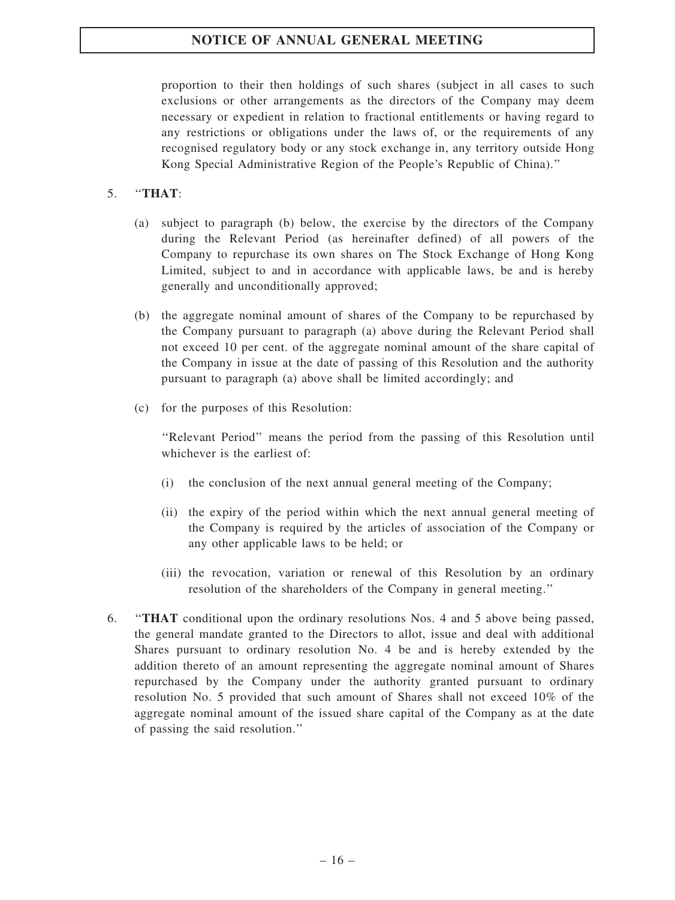proportion to their then holdings of such shares (subject in all cases to such exclusions or other arrangements as the directors of the Company may deem necessary or expedient in relation to fractional entitlements or having regard to any restrictions or obligations under the laws of, or the requirements of any recognised regulatory body or any stock exchange in, any territory outside Hong Kong Special Administrative Region of the People's Republic of China)."

5. "**THAT**:

   (a) subject to paragraph (b) below, the exercise by the directors of the Company during the Relevant Period (as hereinafter defined) of all powers of the Company to repurchase its own shares on The Stock Exchange of Hong Kong Limited, subject to and in accordance with applicable laws, be and is hereby generally and unconditionally approved;

   (b) the aggregate nominal amount of shares of the Company to be repurchased by the Company pursuant to paragraph (a) above during the Relevant Period shall not exceed 10 per cent. of the aggregate nominal amount of the share capital of the Company in issue at the date of passing of this Resolution and the authority pursuant to paragraph (a) above shall be limited accordingly; and

   (c) for the purposes of this Resolution:

   "Relevant Period" means the period from the passing of this Resolution until whichever is the earliest of:

   (i) the conclusion of the next annual general meeting of the Company;

   (ii) the expiry of the period within which the next annual general meeting of the Company is required by the articles of association of the Company or any other applicable laws to be held; or

   (iii) the revocation, variation or renewal of this Resolution by an ordinary resolution of the shareholders of the Company in general meeting."

6. "**THAT** conditional upon the ordinary resolutions Nos. 4 and 5 above being passed, the general mandate granted to the Directors to allot, issue and deal with additional Shares pursuant to ordinary resolution No. 4 be and is hereby extended by the addition thereto of an amount representing the aggregate nominal amount of Shares repurchased by the Company under the authority granted pursuant to ordinary resolution No. 5 provided that such amount of Shares shall not exceed 10% of the aggregate nominal amount of the issued share capital of the Company as at the date of passing the said resolution."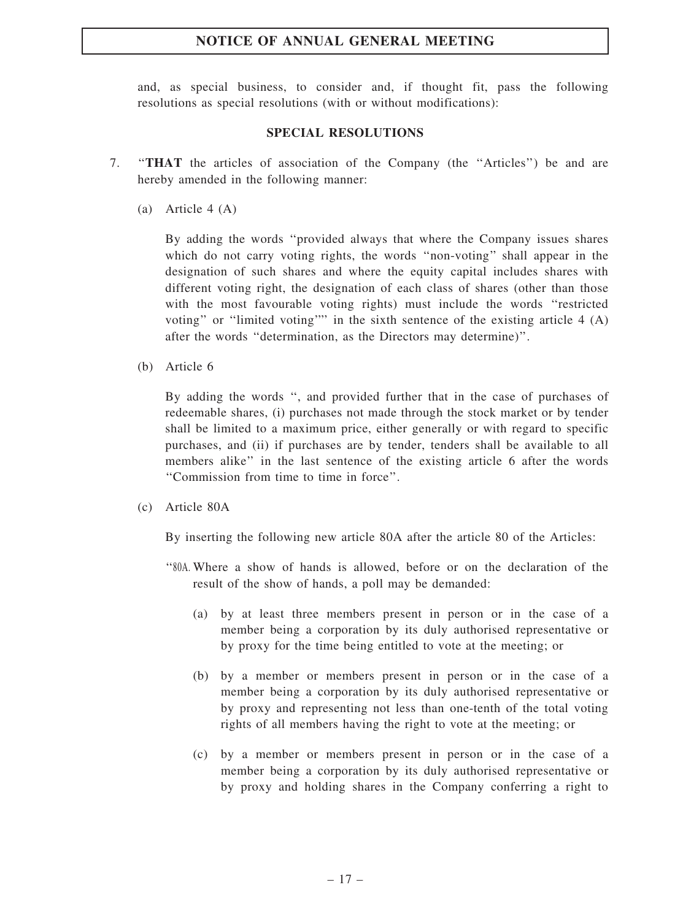and, as special business, to consider and, if thought fit, pass the following resolutions as special resolutions (with or without modifications):

## SPECIAL RESOLUTIONS

7. "**THAT** the articles of association of the Company (the "Articles") be and are hereby amended in the following manner:

   (a) Article 4 (A)

   By adding the words "provided always that where the Company issues shares which do not carry voting rights, the words "non-voting" shall appear in the designation of such shares and where the equity capital includes shares with different voting right, the designation of each class of shares (other than those with the most favourable voting rights) must include the words "restricted voting" or "limited voting"" in the sixth sentence of the existing article 4 (A) after the words "determination, as the Directors may determine)".

   (b) Article 6

   By adding the words ", and provided further that in the case of purchases of redeemable shares, (i) purchases not made through the stock market or by tender shall be limited to a maximum price, either generally or with regard to specific purchases, and (ii) if purchases are by tender, tenders shall be available to all members alike" in the last sentence of the existing article 6 after the words "Commission from time to time in force".

   (c) Article 80A

   By inserting the following new article 80A after the article 80 of the Articles:

   "80A. Where a show of hands is allowed, before or on the declaration of the result of the show of hands, a poll may be demanded:

   (a) by at least three members present in person or in the case of a member being a corporation by its duly authorised representative or by proxy for the time being entitled to vote at the meeting; or

   (b) by a member or members present in person or in the case of a member being a corporation by its duly authorised representative or by proxy and representing not less than one-tenth of the total voting rights of all members having the right to vote at the meeting; or

   (c) by a member or members present in person or in the case of a member being a corporation by its duly authorised representative or by proxy and holding shares in the Company conferring a right to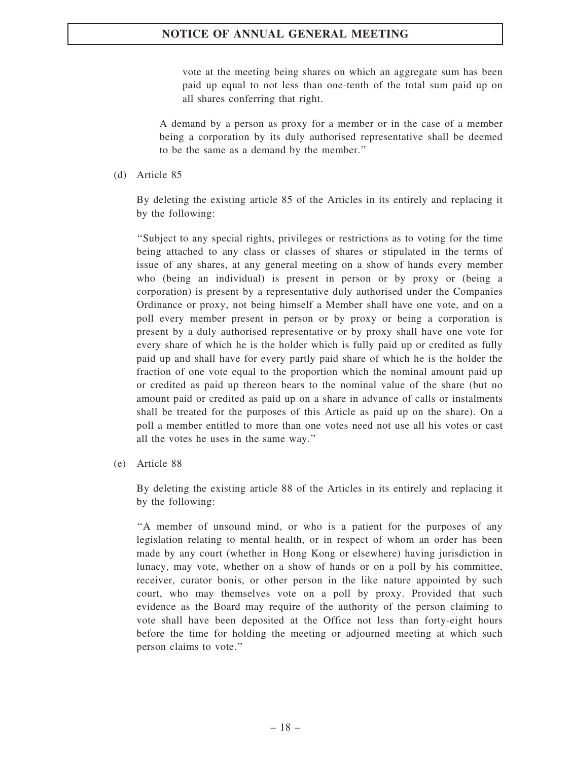vote at the meeting being shares on which an aggregate sum has been paid up equal to not less than one-tenth of the total sum paid up on all shares conferring that right.

A demand by a person as proxy for a member or in the case of a member being a corporation by its duly authorised representative shall be deemed to be the same as a demand by the member."

(d) Article 85

By deleting the existing article 85 of the Articles in its entirely and replacing it by the following:

"Subject to any special rights, privileges or restrictions as to voting for the time being attached to any class or classes of shares or stipulated in the terms of issue of any shares, at any general meeting on a show of hands every member who (being an individual) is present in person or by proxy or (being a corporation) is present by a representative duly authorised under the Companies Ordinance or proxy, not being himself a Member shall have one vote, and on a poll every member present in person or by proxy or being a corporation is present by a duly authorised representative or by proxy shall have one vote for every share of which he is the holder which is fully paid up or credited as fully paid up and shall have for every partly paid share of which he is the holder the fraction of one vote equal to the proportion which the nominal amount paid up or credited as paid up thereon bears to the nominal value of the share (but no amount paid or credited as paid up on a share in advance of calls or instalments shall be treated for the purposes of this Article as paid up on the share). On a poll a member entitled to more than one votes need not use all his votes or cast all the votes he uses in the same way."

(e) Article 88

By deleting the existing article 88 of the Articles in its entirely and replacing it by the following:

"A member of unsound mind, or who is a patient for the purposes of any legislation relating to mental health, or in respect of whom an order has been made by any court (whether in Hong Kong or elsewhere) having jurisdiction in lunacy, may vote, whether on a show of hands or on a poll by his committee, receiver, curator bonis, or other person in the like nature appointed by such court, who may themselves vote on a poll by proxy. Provided that such evidence as the Board may require of the authority of the person claiming to vote shall have been deposited at the Office not less than forty-eight hours before the time for holding the meeting or adjourned meeting at which such person claims to vote."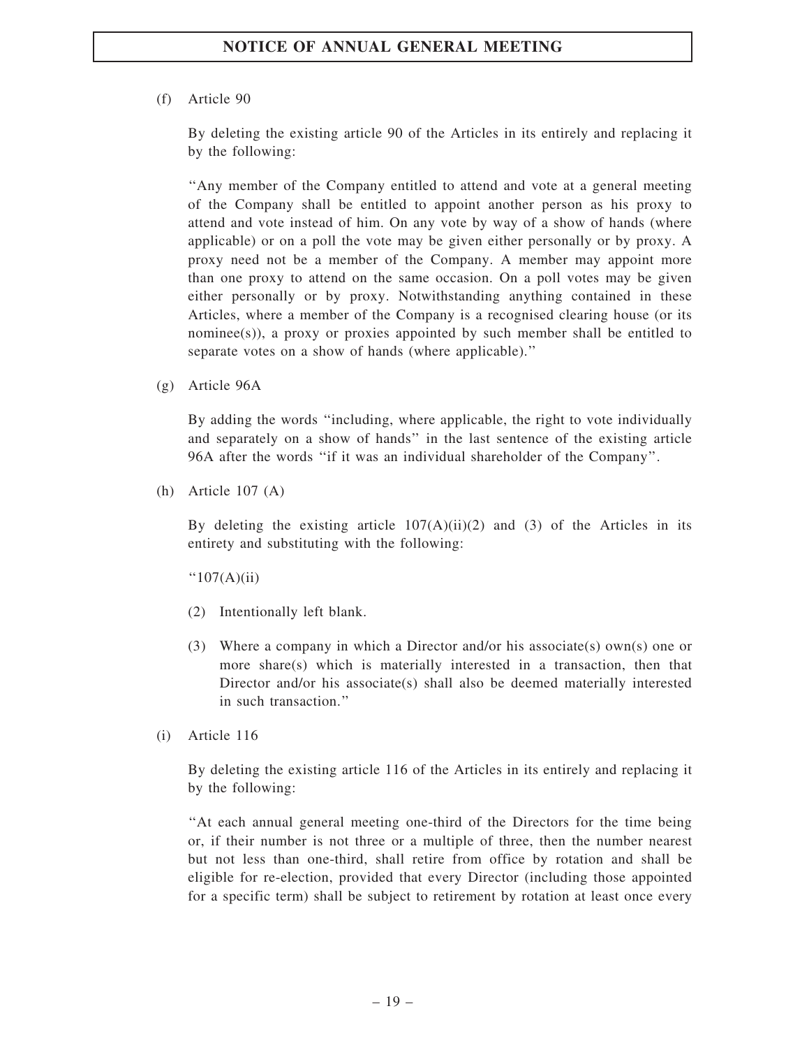(f) Article 90

By deleting the existing article 90 of the Articles in its entirely and replacing it by the following:

"Any member of the Company entitled to attend and vote at a general meeting of the Company shall be entitled to appoint another person as his proxy to attend and vote instead of him. On any vote by way of a show of hands (where applicable) or on a poll the vote may be given either personally or by proxy. A proxy need not be a member of the Company. A member may appoint more than one proxy to attend on the same occasion. On a poll votes may be given either personally or by proxy. Notwithstanding anything contained in these Articles, where a member of the Company is a recognised clearing house (or its nominee(s)), a proxy or proxies appointed by such member shall be entitled to separate votes on a show of hands (where applicable)."

(g) Article 96A

By adding the words "including, where applicable, the right to vote individually and separately on a show of hands" in the last sentence of the existing article 96A after the words "if it was an individual shareholder of the Company".

(h) Article 107 (A)

By deleting the existing article 107(A)(ii)(2) and (3) of the Articles in its entirety and substituting with the following:

"107(A)(ii)

(2) Intentionally left blank.

(3) Where a company in which a Director and/or his associate(s) own(s) one or more share(s) which is materially interested in a transaction, then that Director and/or his associate(s) shall also be deemed materially interested in such transaction."

(i) Article 116

By deleting the existing article 116 of the Articles in its entirely and replacing it by the following:

"At each annual general meeting one-third of the Directors for the time being or, if their number is not three or a multiple of three, then the number nearest but not less than one-third, shall retire from office by rotation and shall be eligible for re-election, provided that every Director (including those appointed for a specific term) shall be subject to retirement by rotation at least once every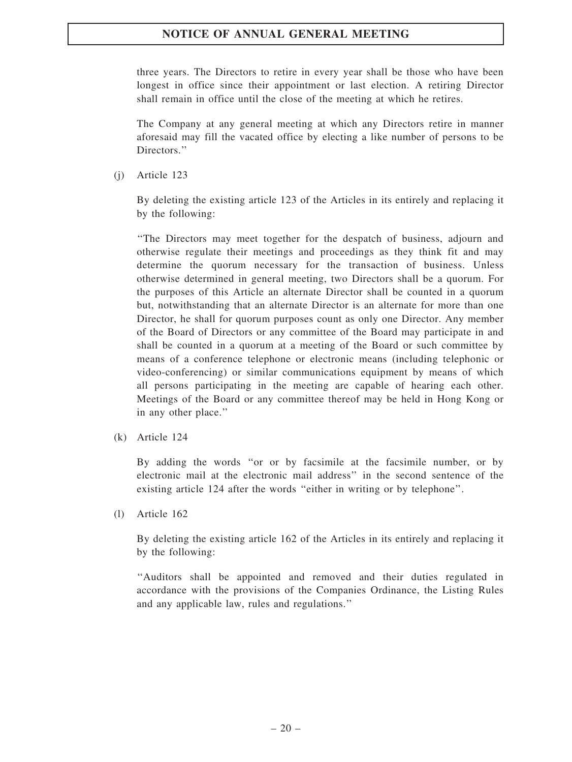three years. The Directors to retire in every year shall be those who have been longest in office since their appointment or last election. A retiring Director shall remain in office until the close of the meeting at which he retires.

The Company at any general meeting at which any Directors retire in manner aforesaid may fill the vacated office by electing a like number of persons to be Directors.''

(j) Article 123

By deleting the existing article 123 of the Articles in its entirely and replacing it by the following:

''The Directors may meet together for the despatch of business, adjourn and otherwise regulate their meetings and proceedings as they think fit and may determine the quorum necessary for the transaction of business. Unless otherwise determined in general meeting, two Directors shall be a quorum. For the purposes of this Article an alternate Director shall be counted in a quorum but, notwithstanding that an alternate Director is an alternate for more than one Director, he shall for quorum purposes count as only one Director. Any member of the Board of Directors or any committee of the Board may participate in and shall be counted in a quorum at a meeting of the Board or such committee by means of a conference telephone or electronic means (including telephonic or video-conferencing) or similar communications equipment by means of which all persons participating in the meeting are capable of hearing each other. Meetings of the Board or any committee thereof may be held in Hong Kong or in any other place.''

(k) Article 124

By adding the words ''or or by facsimile at the facsimile number, or by electronic mail at the electronic mail address'' in the second sentence of the existing article 124 after the words ''either in writing or by telephone''.

(l) Article 162

By deleting the existing article 162 of the Articles in its entirely and replacing it by the following:

''Auditors shall be appointed and removed and their duties regulated in accordance with the provisions of the Companies Ordinance, the Listing Rules and any applicable law, rules and regulations.''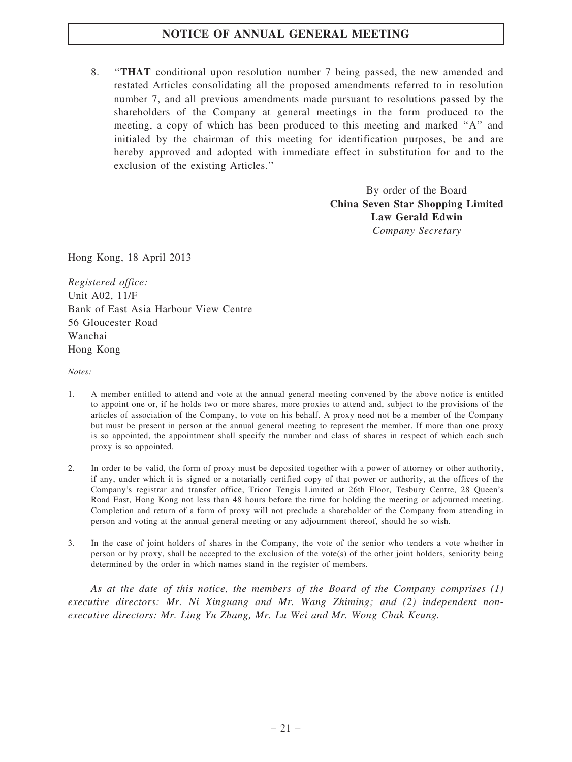8. "**THAT** conditional upon resolution number 7 being passed, the new amended and restated Articles consolidating all the proposed amendments referred to in resolution number 7, and all previous amendments made pursuant to resolutions passed by the shareholders of the Company at general meetings in the form produced to the meeting, a copy of which has been produced to this meeting and marked "A" and initialed by the chairman of this meeting for identification purposes, be and are hereby approved and adopted with immediate effect in substitution for and to the exclusion of the existing Articles."

By order of the Board
**China Seven Star Shopping Limited**
**Law Gerald Edwin**
*Company Secretary*

Hong Kong, 18 April 2013

*Registered office:*
Unit A02, 11/F
Bank of East Asia Harbour View Centre
56 Gloucester Road
Wanchai
Hong Kong

*Notes:*

1. A member entitled to attend and vote at the annual general meeting convened by the above notice is entitled to appoint one or, if he holds two or more shares, more proxies to attend and, subject to the provisions of the articles of association of the Company, to vote on his behalf. A proxy need not be a member of the Company but must be present in person at the annual general meeting to represent the member. If more than one proxy is so appointed, the appointment shall specify the number and class of shares in respect of which each such proxy is so appointed.

2. In order to be valid, the form of proxy must be deposited together with a power of attorney or other authority, if any, under which it is signed or a notarially certified copy of that power or authority, at the offices of the Company's registrar and transfer office, Tricor Tengis Limited at 26th Floor, Tesbury Centre, 28 Queen's Road East, Hong Kong not less than 48 hours before the time for holding the meeting or adjourned meeting. Completion and return of a form of proxy will not preclude a shareholder of the Company from attending in person and voting at the annual general meeting or any adjournment thereof, should he so wish.

3. In the case of joint holders of shares in the Company, the vote of the senior who tenders a vote whether in person or by proxy, shall be accepted to the exclusion of the vote(s) of the other joint holders, seniority being determined by the order in which names stand in the register of members.

*As at the date of this notice, the members of the Board of the Company comprises (1) executive directors: Mr. Ni Xinguang and Mr. Wang Zhiming; and (2) independent non-executive directors: Mr. Ling Yu Zhang, Mr. Lu Wei and Mr. Wong Chak Keung.*